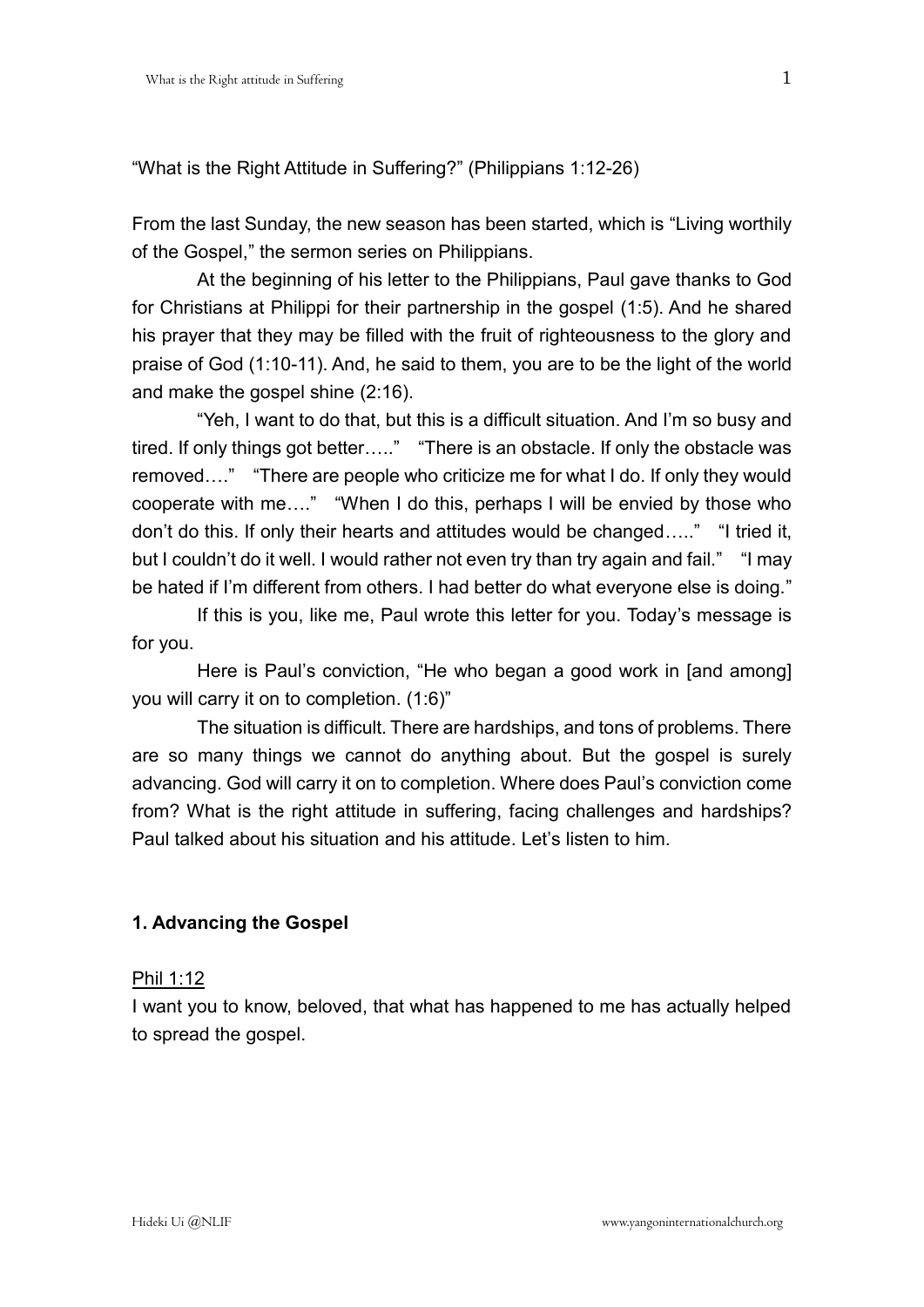"What is the Right Attitude in Suffering?" (Philippians 1:12-26)

From the last Sunday, the new season has been started, which is "Living worthily of the Gospel," the sermon series on Philippians.

At the beginning of his letter to the Philippians, Paul gave thanks to God for Christians at Philippi for their partnership in the gospel (1:5). And he shared his prayer that they may be filled with the fruit of righteousness to the glory and praise of God (1:10-11). And, he said to them, you are to be the light of the world and make the gospel shine (2:16).

"Yeh, I want to do that, but this is a difficult situation. And I'm so busy and tired. If only things got better….." "There is an obstacle. If only the obstacle was removed…." "There are people who criticize me for what I do. If only they would cooperate with me…." "When I do this, perhaps I will be envied by those who don't do this. If only their hearts and attitudes would be changed….." "I tried it, but I couldn't do it well. I would rather not even try than try again and fail." "I may be hated if I'm different from others. I had better do what everyone else is doing."

If this is you, like me, Paul wrote this letter for you. Today's message is for you.

Here is Paul's conviction, "He who began a good work in [and among] you will carry it on to completion. (1:6)"

The situation is difficult. There are hardships, and tons of problems. There are so many things we cannot do anything about. But the gospel is surely advancing. God will carry it on to completion. Where does Paul's conviction come from? What is the right attitude in suffering, facing challenges and hardships? Paul talked about his situation and his attitude. Let's listen to him.

### 1. Advancing the Gospel

<u>Phil 1:12</u>

I want you to know, beloved, that what has happened to me has actually helped to spread the gospel.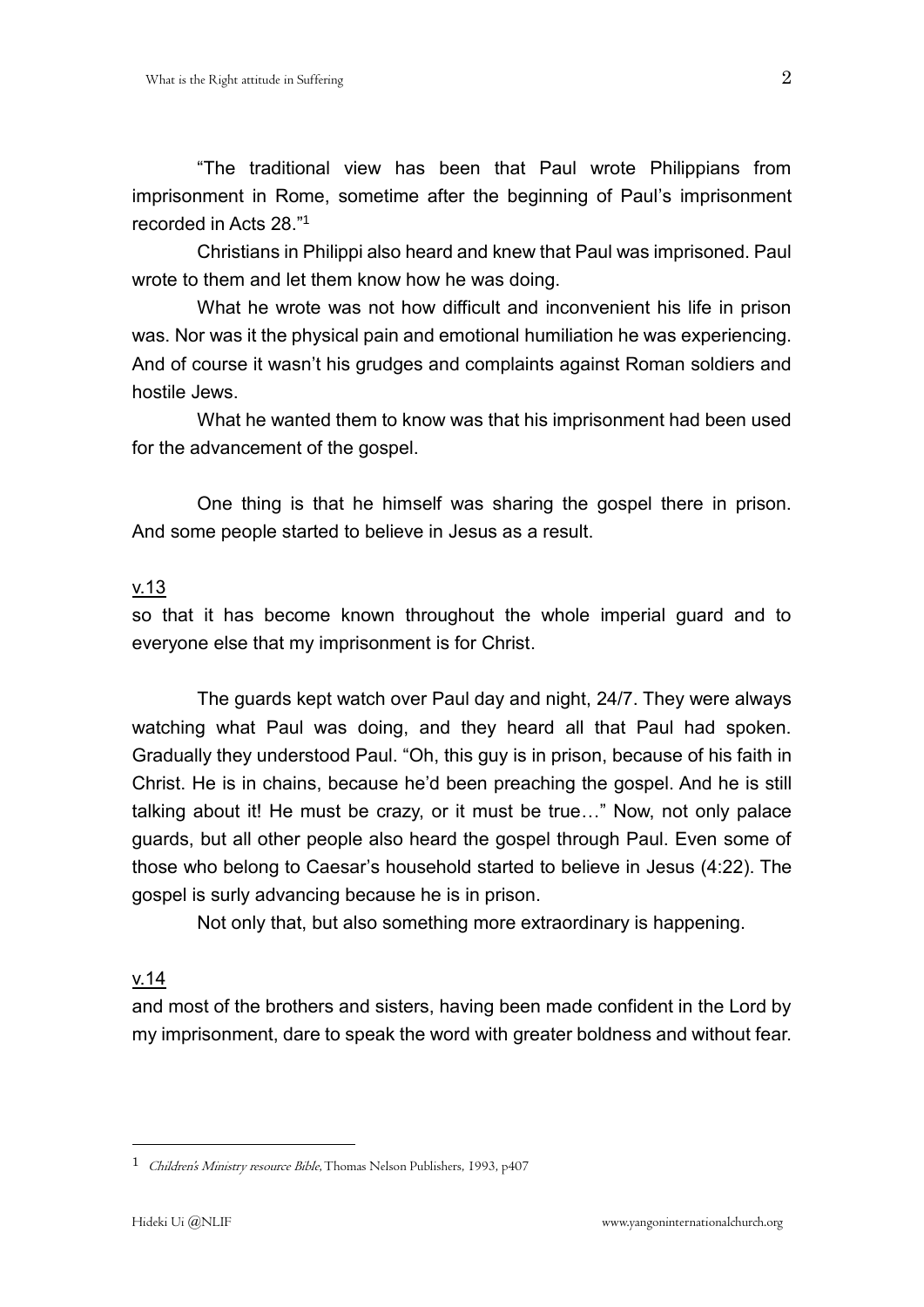"The traditional view has been that Paul wrote Philippians from imprisonment in Rome, sometime after the beginning of Paul's imprisonment recorded in Acts 28."[1]

Christians in Philippi also heard and knew that Paul was imprisoned. Paul wrote to them and let them know how he was doing.

What he wrote was not how difficult and inconvenient his life in prison was. Nor was it the physical pain and emotional humiliation he was experiencing. And of course it wasn't his grudges and complaints against Roman soldiers and hostile Jews.

What he wanted them to know was that his imprisonment had been used for the advancement of the gospel.

One thing is that he himself was sharing the gospel there in prison. And some people started to believe in Jesus as a result.

<u>v.13</u>

so that it has become known throughout the whole imperial guard and to everyone else that my imprisonment is for Christ.

The guards kept watch over Paul day and night, 24/7. They were always watching what Paul was doing, and they heard all that Paul had spoken. Gradually they understood Paul. "Oh, this guy is in prison, because of his faith in Christ. He is in chains, because he'd been preaching the gospel. And he is still talking about it! He must be crazy, or it must be true…" Now, not only palace guards, but all other people also heard the gospel through Paul. Even some of those who belong to Caesar's household started to believe in Jesus (4:22). The gospel is surly advancing because he is in prison.

Not only that, but also something more extraordinary is happening.

<u>v.14</u>

and most of the brothers and sisters, having been made confident in the Lord by my imprisonment, dare to speak the word with greater boldness and without fear.

---

[1] *Children's Ministry resource Bible*, Thomas Nelson Publishers, 1993, p407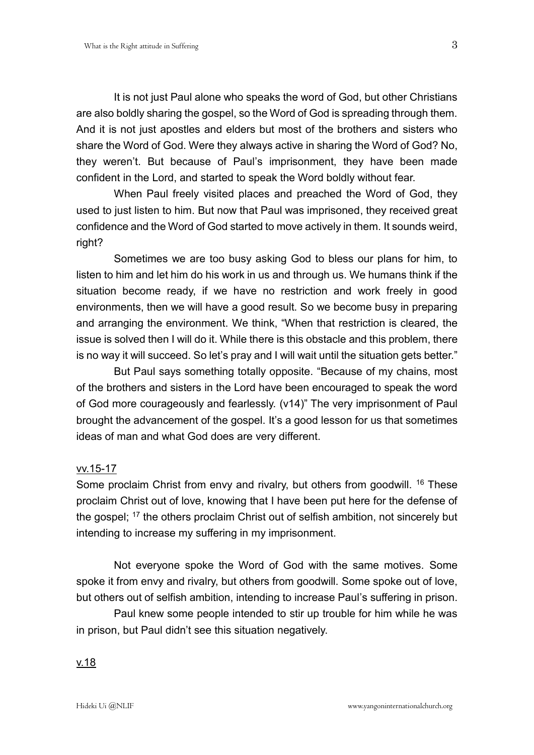It is not just Paul alone who speaks the word of God, but other Christians are also boldly sharing the gospel, so the Word of God is spreading through them. And it is not just apostles and elders but most of the brothers and sisters who share the Word of God. Were they always active in sharing the Word of God? No, they weren't. But because of Paul's imprisonment, they have been made confident in the Lord, and started to speak the Word boldly without fear.

When Paul freely visited places and preached the Word of God, they used to just listen to him. But now that Paul was imprisoned, they received great confidence and the Word of God started to move actively in them. It sounds weird, right?

Sometimes we are too busy asking God to bless our plans for him, to listen to him and let him do his work in us and through us. We humans think if the situation become ready, if we have no restriction and work freely in good environments, then we will have a good result. So we become busy in preparing and arranging the environment. We think, "When that restriction is cleared, the issue is solved then I will do it. While there is this obstacle and this problem, there is no way it will succeed. So let's pray and I will wait until the situation gets better."

But Paul says something totally opposite. "Because of my chains, most of the brothers and sisters in the Lord have been encouraged to speak the word of God more courageously and fearlessly. (v14)" The very imprisonment of Paul brought the advancement of the gospel. It's a good lesson for us that sometimes ideas of man and what God does are very different.

<u>vv.15-17</u>

Some proclaim Christ from envy and rivalry, but others from goodwill. [16] These proclaim Christ out of love, knowing that I have been put here for the defense of the gospel; [17] the others proclaim Christ out of selfish ambition, not sincerely but intending to increase my suffering in my imprisonment.

Not everyone spoke the Word of God with the same motives. Some spoke it from envy and rivalry, but others from goodwill. Some spoke out of love, but others out of selfish ambition, intending to increase Paul's suffering in prison.

Paul knew some people intended to stir up trouble for him while he was in prison, but Paul didn't see this situation negatively.

<u>v.18</u>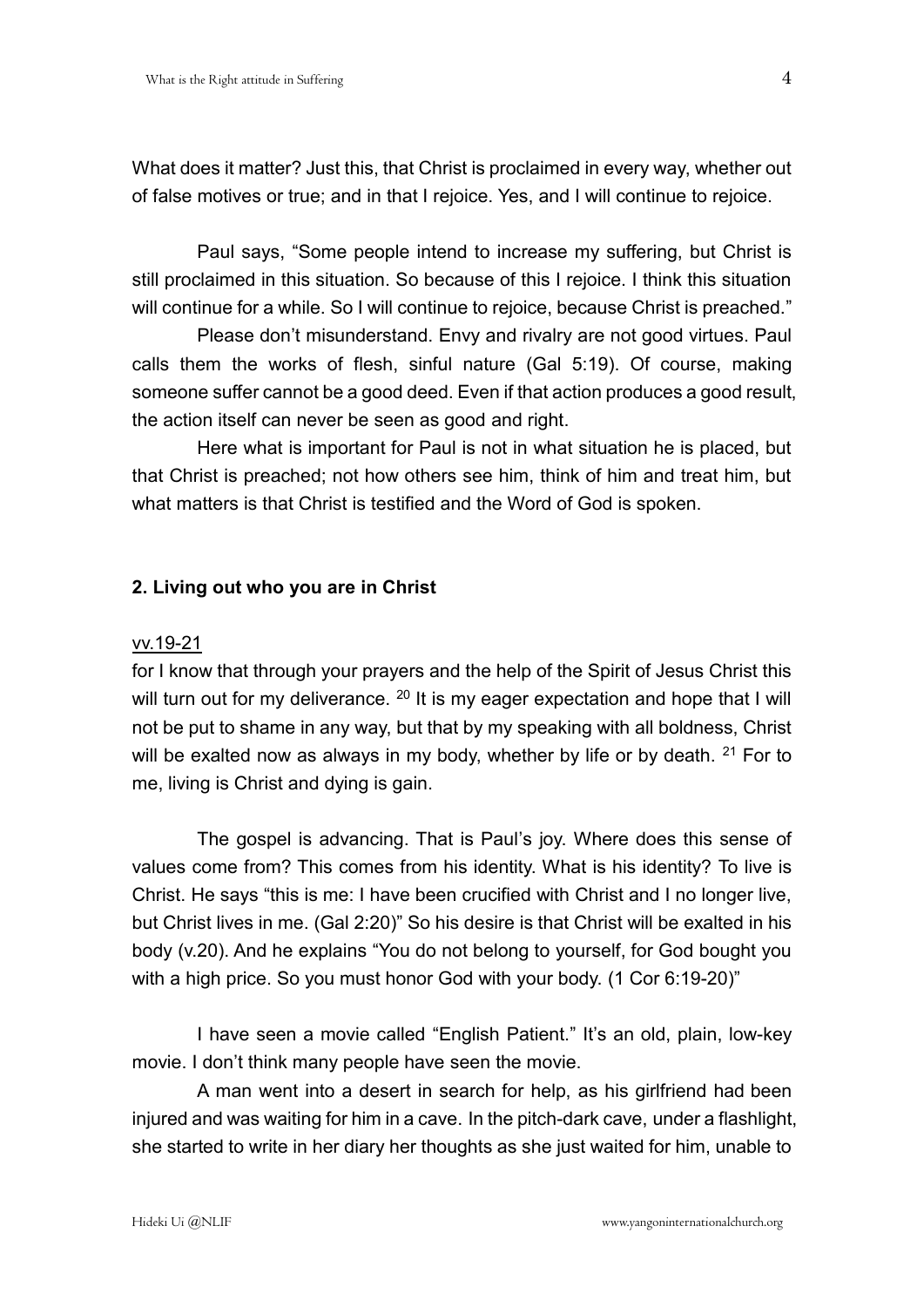What does it matter? Just this, that Christ is proclaimed in every way, whether out of false motives or true; and in that I rejoice. Yes, and I will continue to rejoice.

Paul says, "Some people intend to increase my suffering, but Christ is still proclaimed in this situation. So because of this I rejoice. I think this situation will continue for a while. So I will continue to rejoice, because Christ is preached."

Please don't misunderstand. Envy and rivalry are not good virtues. Paul calls them the works of flesh, sinful nature (Gal 5:19). Of course, making someone suffer cannot be a good deed. Even if that action produces a good result, the action itself can never be seen as good and right.

Here what is important for Paul is not in what situation he is placed, but that Christ is preached; not how others see him, think of him and treat him, but what matters is that Christ is testified and the Word of God is spoken.

### 2. Living out who you are in Christ

vv.19-21

for I know that through your prayers and the help of the Spirit of Jesus Christ this will turn out for my deliverance. [20] It is my eager expectation and hope that I will not be put to shame in any way, but that by my speaking with all boldness, Christ will be exalted now as always in my body, whether by life or by death. [21] For to me, living is Christ and dying is gain.

The gospel is advancing. That is Paul's joy. Where does this sense of values come from? This comes from his identity. What is his identity? To live is Christ. He says "this is me: I have been crucified with Christ and I no longer live, but Christ lives in me. (Gal 2:20)" So his desire is that Christ will be exalted in his body (v.20). And he explains "You do not belong to yourself, for God bought you with a high price. So you must honor God with your body. (1 Cor 6:19-20)"

I have seen a movie called "English Patient." It's an old, plain, low-key movie. I don't think many people have seen the movie.

A man went into a desert in search for help, as his girlfriend had been injured and was waiting for him in a cave. In the pitch-dark cave, under a flashlight, she started to write in her diary her thoughts as she just waited for him, unable to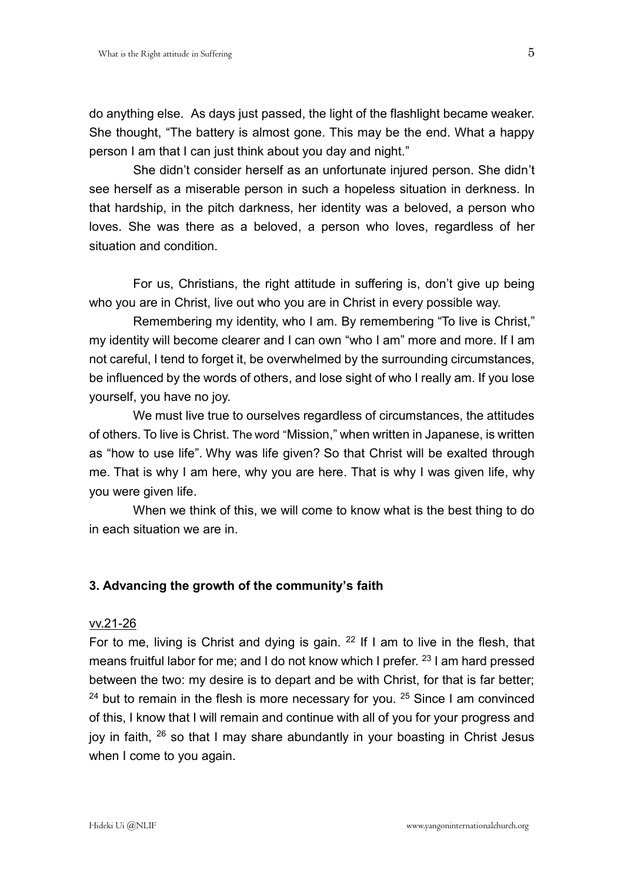do anything else. As days just passed, the light of the flashlight became weaker. She thought, "The battery is almost gone. This may be the end. What a happy person I am that I can just think about you day and night."

She didn't consider herself as an unfortunate injured person. She didn't see herself as a miserable person in such a hopeless situation in derkness. In that hardship, in the pitch darkness, her identity was a beloved, a person who loves. She was there as a beloved, a person who loves, regardless of her situation and condition.

For us, Christians, the right attitude in suffering is, don't give up being who you are in Christ, live out who you are in Christ in every possible way.

Remembering my identity, who I am. By remembering "To live is Christ," my identity will become clearer and I can own "who I am" more and more. If I am not careful, I tend to forget it, be overwhelmed by the surrounding circumstances, be influenced by the words of others, and lose sight of who I really am. If you lose yourself, you have no joy.

We must live true to ourselves regardless of circumstances, the attitudes of others. To live is Christ. The word "Mission," when written in Japanese, is written as "how to use life". Why was life given? So that Christ will be exalted through me. That is why I am here, why you are here. That is why I was given life, why you were given life.

When we think of this, we will come to know what is the best thing to do in each situation we are in.

### 3. Advancing the growth of the community's faith

<u>vv.21-26</u>

For to me, living is Christ and dying is gain. [22] If I am to live in the flesh, that means fruitful labor for me; and I do not know which I prefer. [23] I am hard pressed between the two: my desire is to depart and be with Christ, for that is far better; [24] but to remain in the flesh is more necessary for you. [25] Since I am convinced of this, I know that I will remain and continue with all of you for your progress and joy in faith, [26] so that I may share abundantly in your boasting in Christ Jesus when I come to you again.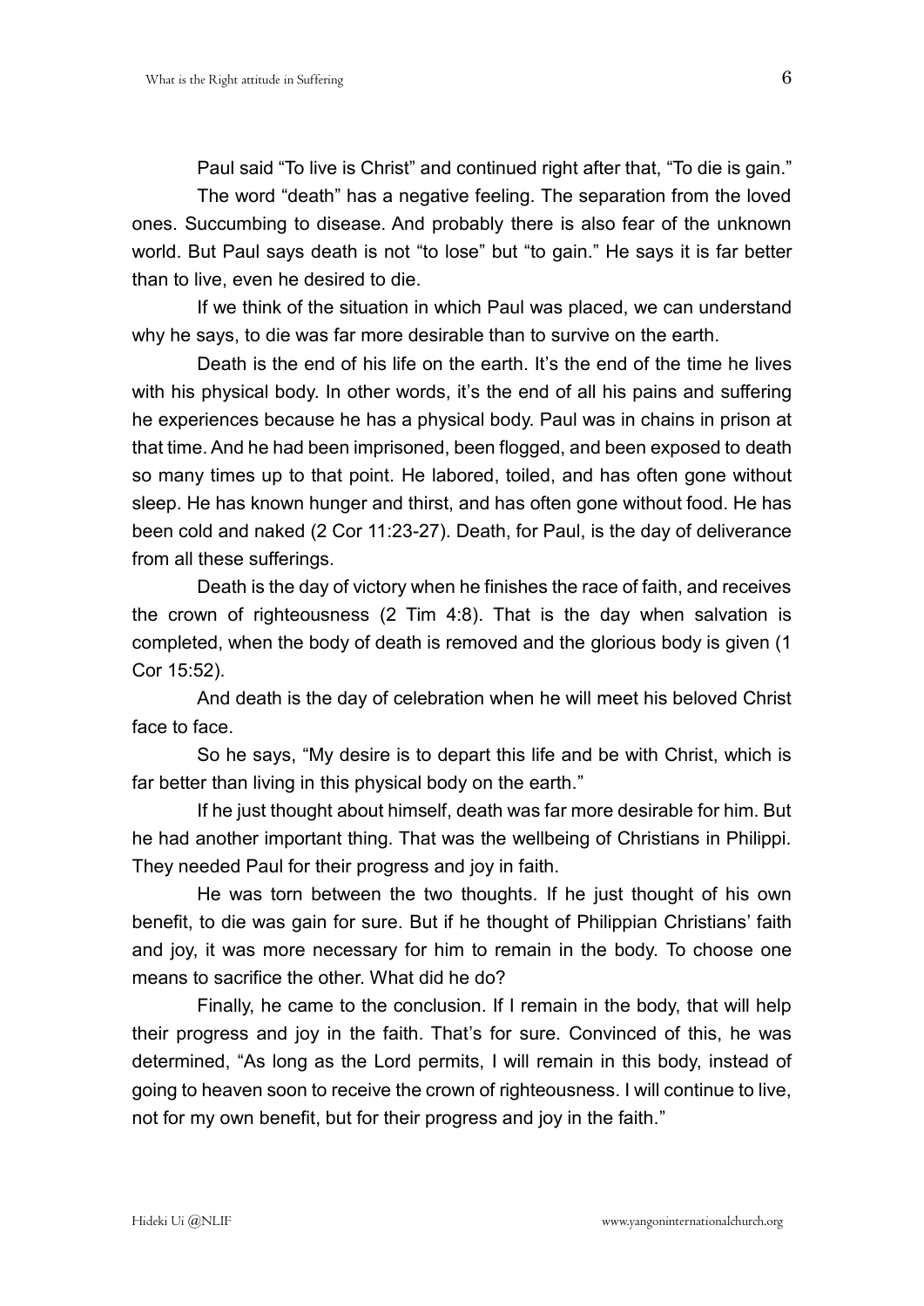Paul said "To live is Christ" and continued right after that, "To die is gain."

The word "death" has a negative feeling. The separation from the loved ones. Succumbing to disease. And probably there is also fear of the unknown world. But Paul says death is not "to lose" but "to gain." He says it is far better than to live, even he desired to die.

If we think of the situation in which Paul was placed, we can understand why he says, to die was far more desirable than to survive on the earth.

Death is the end of his life on the earth. It's the end of the time he lives with his physical body. In other words, it's the end of all his pains and suffering he experiences because he has a physical body. Paul was in chains in prison at that time. And he had been imprisoned, been flogged, and been exposed to death so many times up to that point. He labored, toiled, and has often gone without sleep. He has known hunger and thirst, and has often gone without food. He has been cold and naked (2 Cor 11:23-27). Death, for Paul, is the day of deliverance from all these sufferings.

Death is the day of victory when he finishes the race of faith, and receives the crown of righteousness (2 Tim 4:8). That is the day when salvation is completed, when the body of death is removed and the glorious body is given (1 Cor 15:52).

And death is the day of celebration when he will meet his beloved Christ face to face.

So he says, "My desire is to depart this life and be with Christ, which is far better than living in this physical body on the earth."

If he just thought about himself, death was far more desirable for him. But he had another important thing. That was the wellbeing of Christians in Philippi. They needed Paul for their progress and joy in faith.

He was torn between the two thoughts. If he just thought of his own benefit, to die was gain for sure. But if he thought of Philippian Christians' faith and joy, it was more necessary for him to remain in the body. To choose one means to sacrifice the other. What did he do?

Finally, he came to the conclusion. If I remain in the body, that will help their progress and joy in the faith. That's for sure. Convinced of this, he was determined, "As long as the Lord permits, I will remain in this body, instead of going to heaven soon to receive the crown of righteousness. I will continue to live, not for my own benefit, but for their progress and joy in the faith."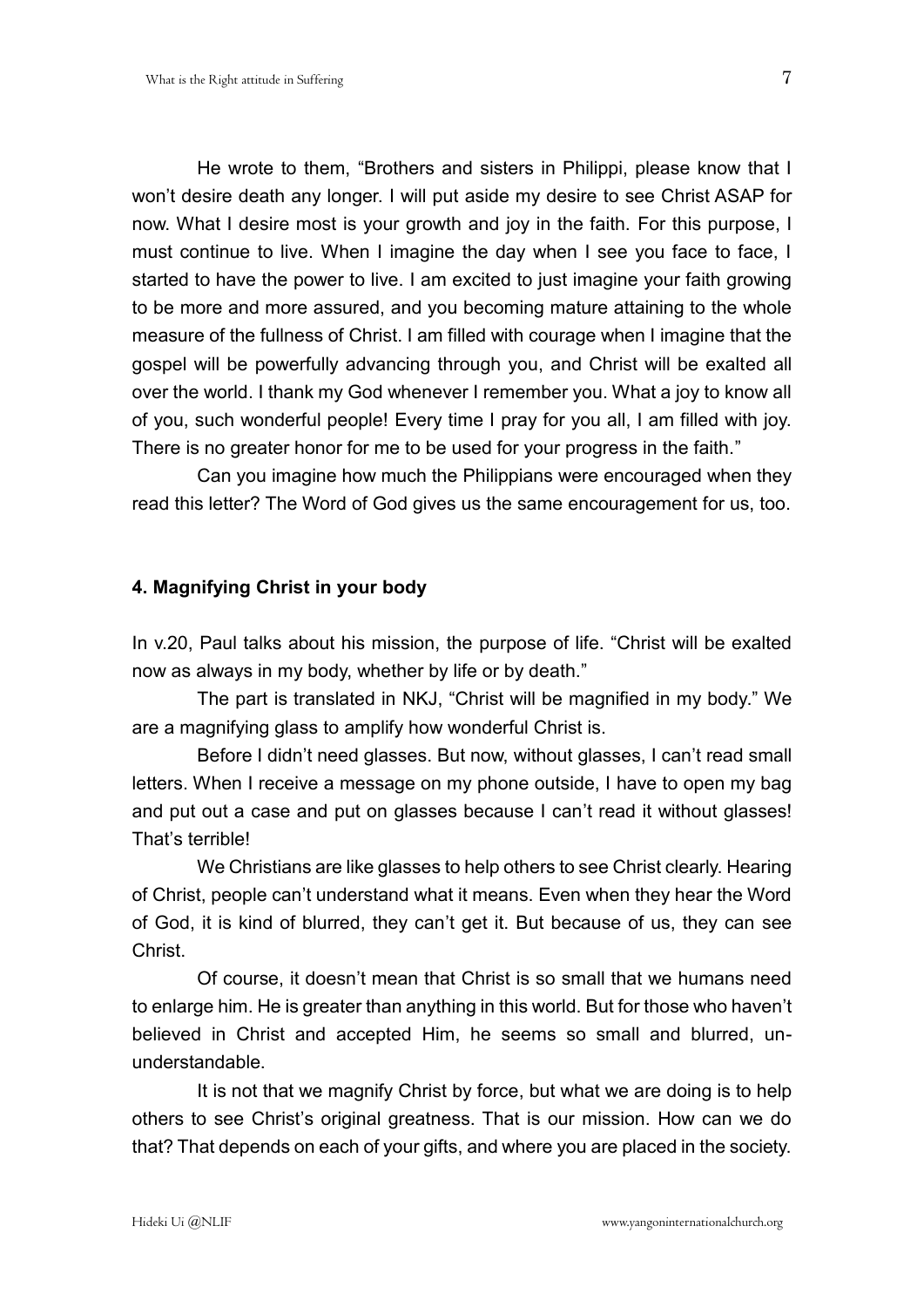He wrote to them, "Brothers and sisters in Philippi, please know that I won't desire death any longer. I will put aside my desire to see Christ ASAP for now. What I desire most is your growth and joy in the faith. For this purpose, I must continue to live. When I imagine the day when I see you face to face, I started to have the power to live. I am excited to just imagine your faith growing to be more and more assured, and you becoming mature attaining to the whole measure of the fullness of Christ. I am filled with courage when I imagine that the gospel will be powerfully advancing through you, and Christ will be exalted all over the world. I thank my God whenever I remember you. What a joy to know all of you, such wonderful people! Every time I pray for you all, I am filled with joy. There is no greater honor for me to be used for your progress in the faith."

Can you imagine how much the Philippians were encouraged when they read this letter? The Word of God gives us the same encouragement for us, too.

### 4. Magnifying Christ in your body

In v.20, Paul talks about his mission, the purpose of life. "Christ will be exalted now as always in my body, whether by life or by death."

The part is translated in NKJ, "Christ will be magnified in my body." We are a magnifying glass to amplify how wonderful Christ is.

Before I didn't need glasses. But now, without glasses, I can't read small letters. When I receive a message on my phone outside, I have to open my bag and put out a case and put on glasses because I can't read it without glasses! That's terrible!

We Christians are like glasses to help others to see Christ clearly. Hearing of Christ, people can't understand what it means. Even when they hear the Word of God, it is kind of blurred, they can't get it. But because of us, they can see Christ.

Of course, it doesn't mean that Christ is so small that we humans need to enlarge him. He is greater than anything in this world. But for those who haven't believed in Christ and accepted Him, he seems so small and blurred, un-understandable.

It is not that we magnify Christ by force, but what we are doing is to help others to see Christ's original greatness. That is our mission. How can we do that? That depends on each of your gifts, and where you are placed in the society.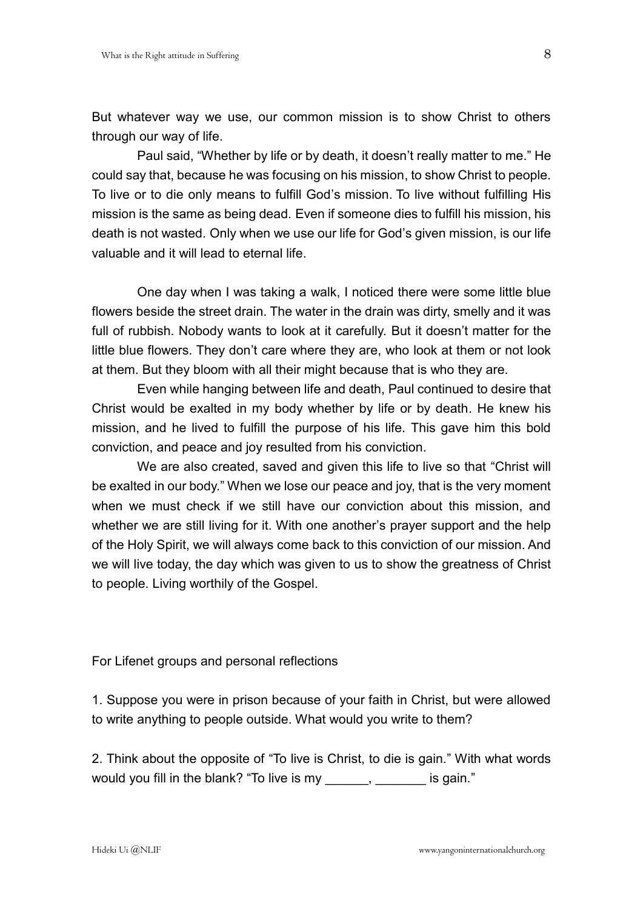But whatever way we use, our common mission is to show Christ to others through our way of life.

Paul said, "Whether by life or by death, it doesn't really matter to me." He could say that, because he was focusing on his mission, to show Christ to people. To live or to die only means to fulfill God's mission. To live without fulfilling His mission is the same as being dead. Even if someone dies to fulfill his mission, his death is not wasted. Only when we use our life for God's given mission, is our life valuable and it will lead to eternal life.

One day when I was taking a walk, I noticed there were some little blue flowers beside the street drain. The water in the drain was dirty, smelly and it was full of rubbish. Nobody wants to look at it carefully. But it doesn't matter for the little blue flowers. They don't care where they are, who look at them or not look at them. But they bloom with all their might because that is who they are.

Even while hanging between life and death, Paul continued to desire that Christ would be exalted in my body whether by life or by death. He knew his mission, and he lived to fulfill the purpose of his life. This gave him this bold conviction, and peace and joy resulted from his conviction.

We are also created, saved and given this life to live so that "Christ will be exalted in our body." When we lose our peace and joy, that is the very moment when we must check if we still have our conviction about this mission, and whether we are still living for it. With one another's prayer support and the help of the Holy Spirit, we will always come back to this conviction of our mission. And we will live today, the day which was given to us to show the greatness of Christ to people. Living worthily of the Gospel.

For Lifenet groups and personal reflections

1. Suppose you were in prison because of your faith in Christ, but were allowed to write anything to people outside. What would you write to them?

2. Think about the opposite of "To live is Christ, to die is gain." With what words would you fill in the blank? "To live is my ______, _______ is gain."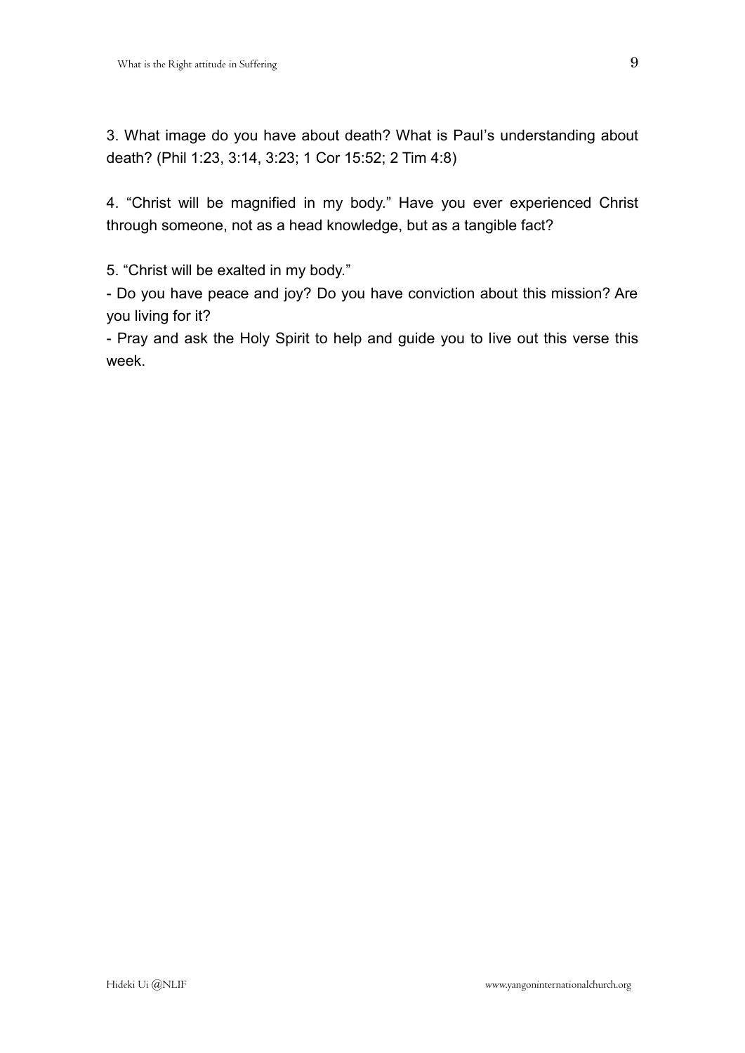3. What image do you have about death? What is Paul's understanding about death? (Phil 1:23, 3:14, 3:23; 1 Cor 15:52; 2 Tim 4:8)

4. "Christ will be magnified in my body." Have you ever experienced Christ through someone, not as a head knowledge, but as a tangible fact?

5. "Christ will be exalted in my body."

- Do you have peace and joy? Do you have conviction about this mission? Are you living for it?
- Pray and ask the Holy Spirit to help and guide you to live out this verse this week.